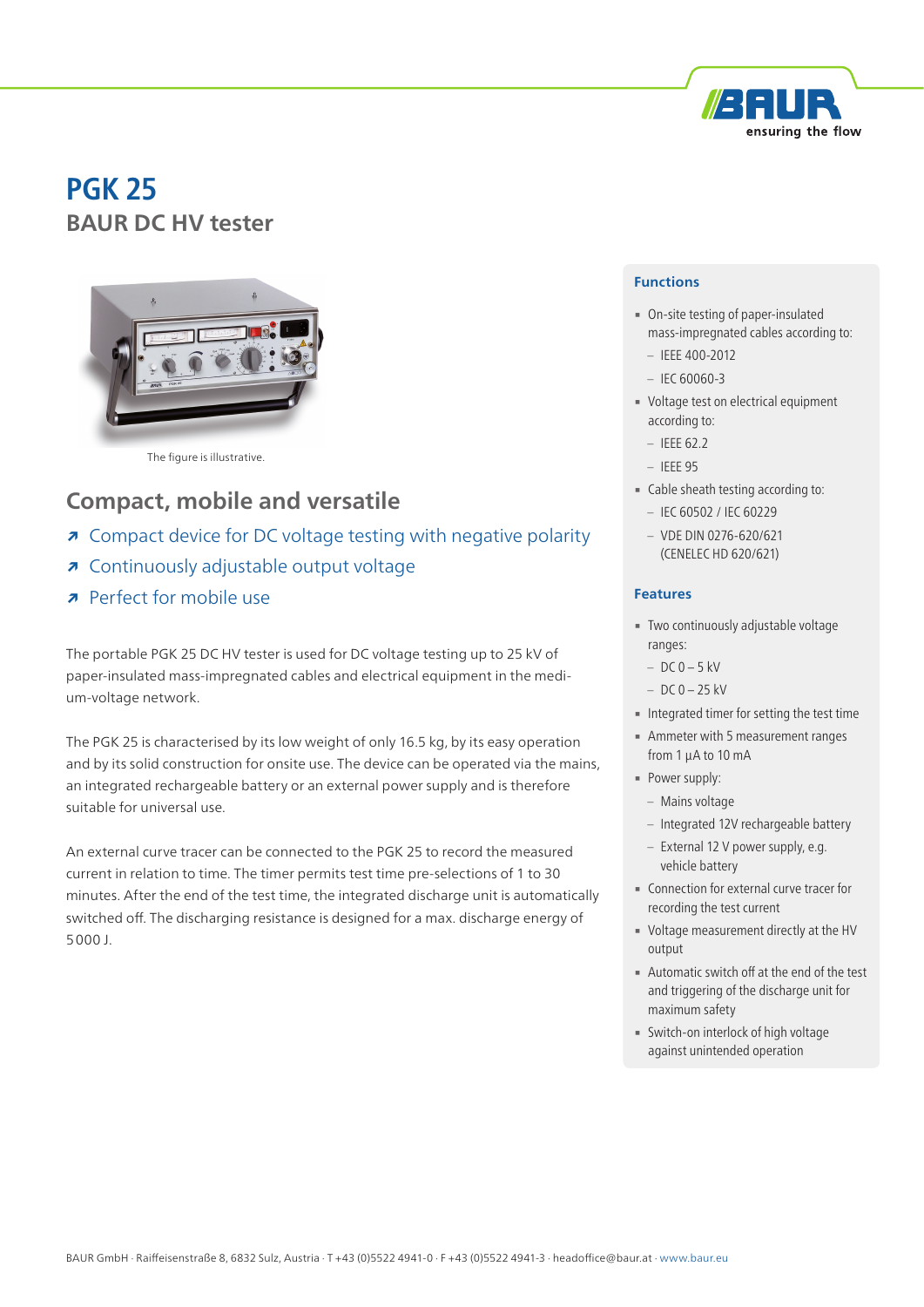# PGK 25

## BAUR DC HV tester

The figure is illustrative.

## Compact, mobile and versatile

- Compact device for DC voltage testing with negative polarity
- Continuously adjustable output voltage
- Perfect for mobile use

The portable PGK 25 DC HV tester is used for DC voltage testing up to 25 kV of paper-insulated mass-impregnated cables and electrical equipment in the medium-voltage network.

The PGK 25 is characterised by its low weight of only 16.5 kg, by its easy operation and by its solid construction for onsite use. The device can be operated via the mains, an integrated rechargeable battery or an external power supply and is therefore suitable for universal use.

An external curve tracer can be connected to the PGK 25 to record the measured current in relation to time. The timer permits test time pre-selections of 1 to 30 minutes. After the end of the test time, the integrated discharge unit is automatically switched off. The discharging resistance is designed for a max. discharge energy of 5000 J.

### Functions

- On-site testing of paper-insulated mass-impregnated cables according to:
  - IEEE 400-2012
  - IEC 60060-3
- Voltage test on electrical equipment according to:
  - IEEE 62.2
  - IEEE 95
- Cable sheath testing according to:
  - IEC 60502 / IEC 60229
  - VDE DIN 0276-620/621 (CENELEC HD 620/621)

### Features

- Two continuously adjustable voltage ranges:
  - DC 0 – 5 kV
  - DC 0 – 25 kV
- Integrated timer for setting the test time
- Ammeter with 5 measurement ranges from 1 µA to 10 mA
- Power supply:
  - Mains voltage
  - Integrated 12V rechargeable battery
  - External 12 V power supply, e.g. vehicle battery
- Connection for external curve tracer for recording the test current
- Voltage measurement directly at the HV output
- Automatic switch off at the end of the test and triggering of the discharge unit for maximum safety
- Switch-on interlock of high voltage against unintended operation

BAUR GmbH · Raiffeisenstraße 8, 6832 Sulz, Austria · T +43 (0)5522 4941-0 · F +43 (0)5522 4941-3 · headoffice@baur.at · www.baur.eu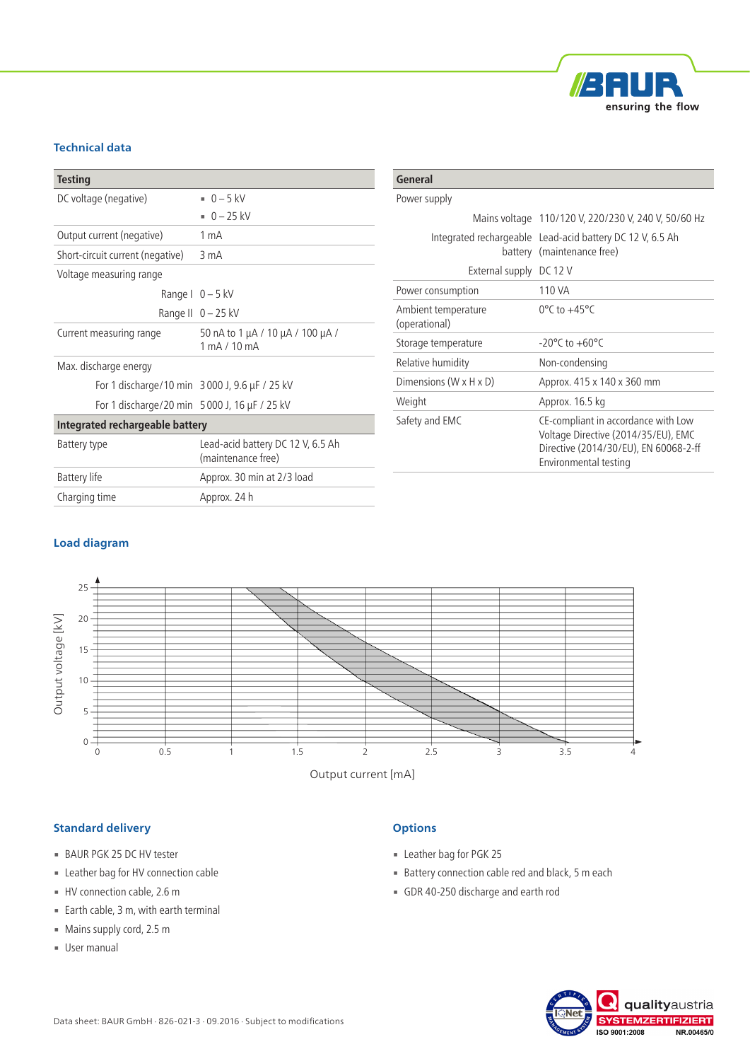## Technical data

| Testing | |
|---|---|
| DC voltage (negative) | ▪ 0 – 5 kV<br>▪ 0 – 25 kV |
| Output current (negative) | 1 mA |
| Short-circuit current (negative) | 3 mA |
| Voltage measuring range | |
| Range I | 0 – 5 kV |
| Range II | 0 – 25 kV |
| Current measuring range | 50 nA to 1 µA / 10 µA / 100 µA / 1 mA / 10 mA |
| Max. discharge energy | |
| For 1 discharge/10 min | 3 000 J, 9.6 µF / 25 kV |
| For 1 discharge/20 min | 5 000 J, 16 µF / 25 kV |
| **Integrated rechargeable battery** | |
| Battery type | Lead-acid battery DC 12 V, 6.5 Ah (maintenance free) |
| Battery life | Approx. 30 min at 2/3 load |
| Charging time | Approx. 24 h |

| General | |
|---|---|
| Power supply | |
| Mains voltage | 110/120 V, 220/230 V, 240 V, 50/60 Hz |
| Integrated rechargeable battery | Lead-acid battery DC 12 V, 6.5 Ah (maintenance free) |
| External supply | DC 12 V |
| Power consumption | 110 VA |
| Ambient temperature (operational) | 0°C to +45°C |
| Storage temperature | -20°C to +60°C |
| Relative humidity | Non-condensing |
| Dimensions (W x H x D) | Approx. 415 x 140 x 360 mm |
| Weight | Approx. 16.5 kg |
| Safety and EMC | CE-compliant in accordance with Low Voltage Directive (2014/35/EU), EMC Directive (2014/30/EU), EN 60068-2-ff Environmental testing |

## Load diagram

Output voltage [kV]

25
20
15
10
5
0

0 0.5 1 1.5 2 2.5 3 3.5 4

Output current [mA]

## Standard delivery

- BAUR PGK 25 DC HV tester
- Leather bag for HV connection cable
- HV connection cable, 2.6 m
- Earth cable, 3 m, with earth terminal
- Mains supply cord, 2.5 m
- User manual

## Options

- Leather bag for PGK 25
- Battery connection cable red and black, 5 m each
- GDR 40-250 discharge and earth rod

Data sheet: BAUR GmbH · 826-021-3 · 09.2016 · Subject to modifications